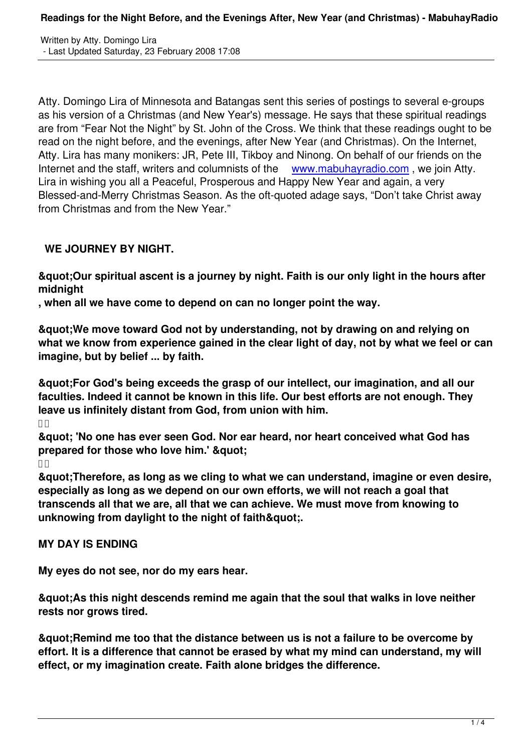Atty. Domingo Lira of Minnesota and Batangas sent this series of postings to several e-groups as his version of a Christmas (and New Year's) message. He says that these spiritual readings are from "Fear Not the Night" by St. John of the Cross. We think that these readings ought to be read on the night before, and the evenings, after New Year (and Christmas). On the Internet, Atty. Lira has many monikers: JR, Pete III, Tikboy and Ninong. On behalf of our friends on the Internet and the staff, writers and columnists of the www.mabuhayradio.com , we join Atty. Lira in wishing you all a Peaceful, Prosperous and Happy New Year and again, a very Blessed-and-Merry Christmas Season. As the oft-quoted adage says, "Don't take Christ away from Christmas and from the New Year."

**WE JOURNEY BY NIGHT.**

**&quot;Our spiritual ascent is a journey by night. Faith is our only light in the hours after midnight , when all we have come to depend on can no longer point the way.**

**&quot;We move toward God not by understanding, not by drawing on and relying on what we know from experience gained in the clear light of day, not by what we feel or can imagine, but by belief ... by faith.**

**&quot;For God's being exceeds the grasp of our intellect, our imagination, and all our faculties. Indeed it cannot be known in this life. Our best efforts are not enough. They leave us infinitely distant from God, from union with him.**

**&quot; 'No one has ever seen God. Nor ear heard, nor heart conceived what God has prepared for those who love him.' &quot;**

**&quot;Therefore, as long as we cling to what we can understand, imagine or even desire, especially as long as we depend on our own efforts, we will not reach a goal that transcends all that we are, all that we can achieve. We must move from knowing to unknowing from daylight to the night of faith&quot;.**

**MY DAY IS ENDING**

**My eyes do not see, nor do my ears hear.**

**&quot;As this night descends remind me again that the soul that walks in love neither rests nor grows tired.**

**&quot;Remind me too that the distance between us is not a failure to be overcome by effort. It is a difference that cannot be erased by what my mind can understand, my will effect, or my imagination create. Faith alone bridges the difference.**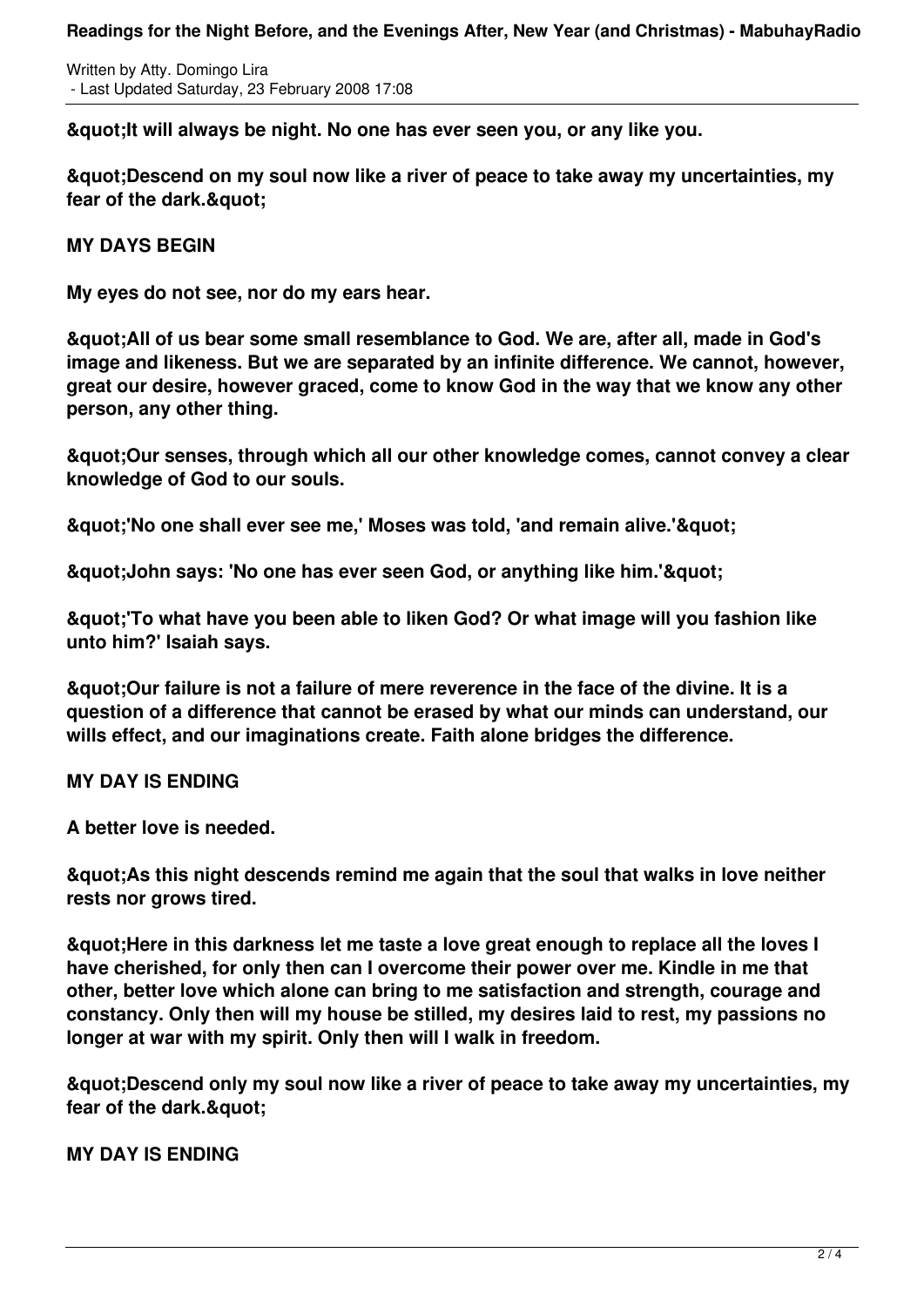**&quot;It will always be night. No one has ever seen you, or any like you.**

**&quot;Descend on my soul now like a river of peace to take away my uncertainties, my fear of the dark.&quot;**

**MY DAYS BEGIN**

**My eyes do not see, nor do my ears hear.**

**&quot;All of us bear some small resemblance to God. We are, after all, made in God's image and likeness. But we are separated by an infinite difference. We cannot, however, great our desire, however graced, come to know God in the way that we know any other person, any other thing.**

**&quot;Our senses, through which all our other knowledge comes, cannot convey a clear knowledge of God to our souls.**

**&quot;'No one shall ever see me,' Moses was told, 'and remain alive.'&quot;**

**&quot;John says: 'No one has ever seen God, or anything like him.'&quot;**

**&quot;'To what have you been able to liken God? Or what image will you fashion like unto him?' Isaiah says.**

**&quot;Our failure is not a failure of mere reverence in the face of the divine. It is a question of a difference that cannot be erased by what our minds can understand, our wills effect, and our imaginations create. Faith alone bridges the difference.**

**MY DAY IS ENDING**

**A better love is needed.**

**&quot;As this night descends remind me again that the soul that walks in love neither rests nor grows tired.**

**&quot;Here in this darkness let me taste a love great enough to replace all the loves I have cherished, for only then can I overcome their power over me. Kindle in me that other, better love which alone can bring to me satisfaction and strength, courage and constancy. Only then will my house be stilled, my desires laid to rest, my passions no longer at war with my spirit. Only then will I walk in freedom.**

**&quot;Descend only my soul now like a river of peace to take away my uncertainties, my fear of the dark.&quot;**

**MY DAY IS ENDING**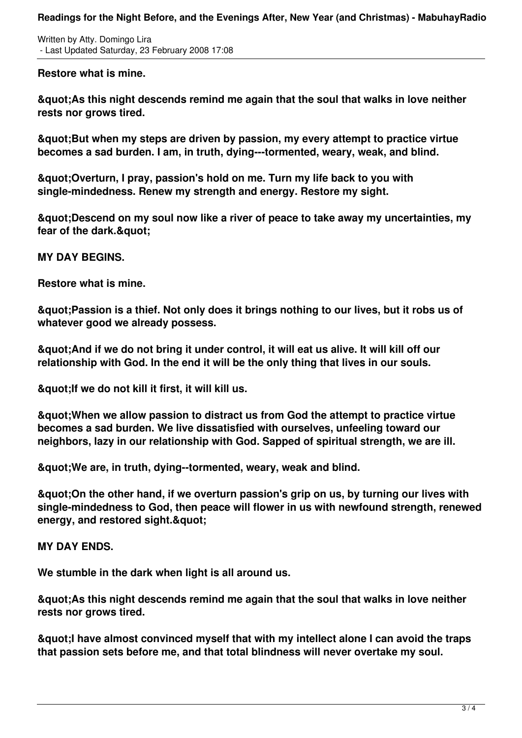**Restore what is mine.**

**&quot;As this night descends remind me again that the soul that walks in love neither rests nor grows tired.**

**&quot;But when my steps are driven by passion, my every attempt to practice virtue becomes a sad burden. I am, in truth, dying---tormented, weary, weak, and blind.**

**&quot;Overturn, I pray, passion's hold on me. Turn my life back to you with single-mindedness. Renew my strength and energy. Restore my sight.**

**&quot;Descend on my soul now like a river of peace to take away my uncertainties, my fear of the dark.&quot;**

**MY DAY BEGINS.**

**Restore what is mine.**

**&quot;Passion is a thief. Not only does it brings nothing to our lives, but it robs us of whatever good we already possess.**

**&quot;And if we do not bring it under control, it will eat us alive. It will kill off our relationship with God. In the end it will be the only thing that lives in our souls.**

**&quot;If we do not kill it first, it will kill us.**

**&quot;When we allow passion to distract us from God the attempt to practice virtue becomes a sad burden. We live dissatisfied with ourselves, unfeeling toward our neighbors, lazy in our relationship with God. Sapped of spiritual strength, we are ill.**

**&quot;We are, in truth, dying--tormented, weary, weak and blind.**

**&quot;On the other hand, if we overturn passion's grip on us, by turning our lives with single-mindedness to God, then peace will flower in us with newfound strength, renewed energy, and restored sight.&quot;**

**MY DAY ENDS.**

**We stumble in the dark when light is all around us.**

**&quot;As this night descends remind me again that the soul that walks in love neither rests nor grows tired.**

**&quot;I have almost convinced myself that with my intellect alone I can avoid the traps that passion sets before me, and that total blindness will never overtake my soul.**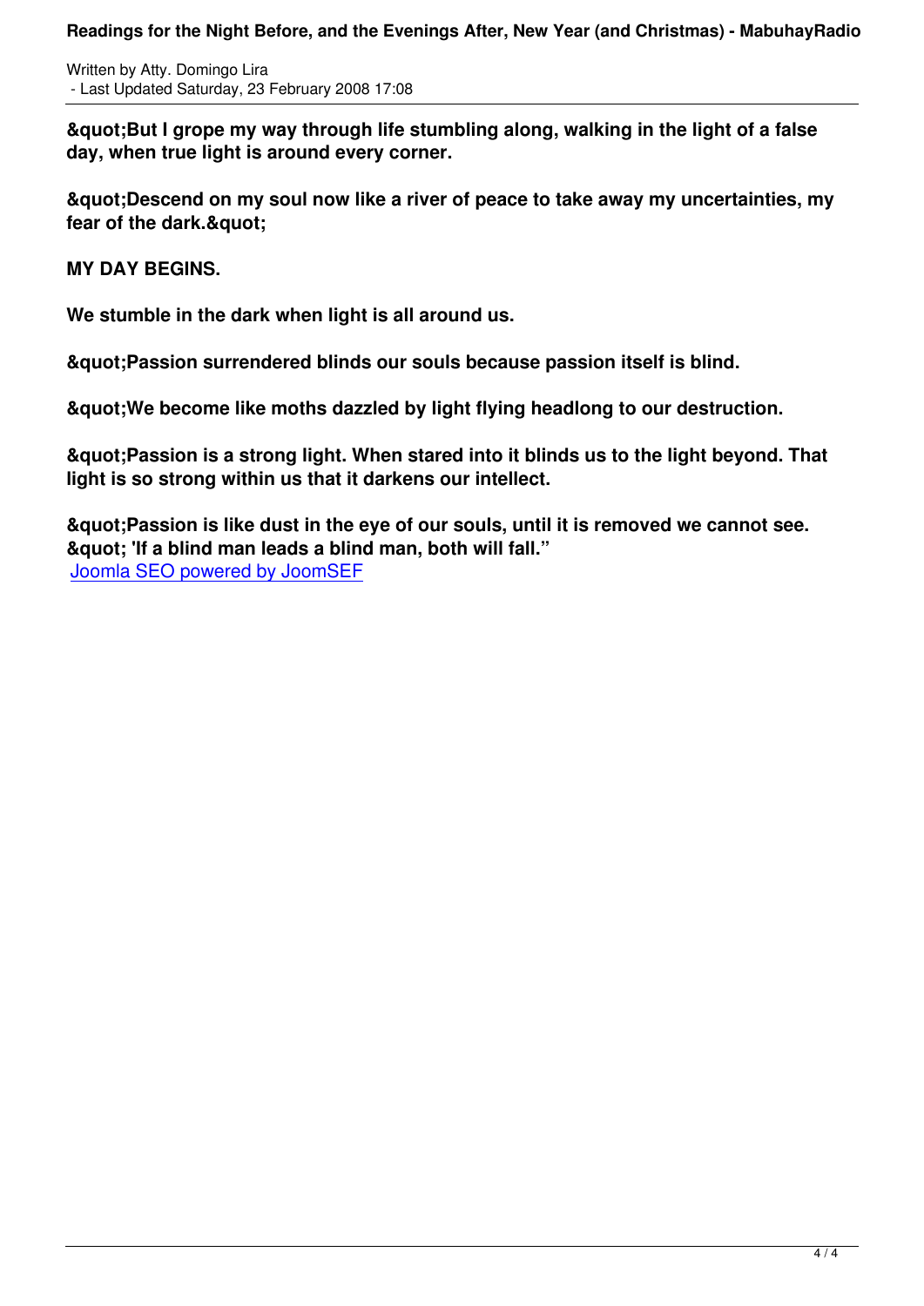**&quot;But I grope my way through life stumbling along, walking in the light of a false day, when true light is around every corner.**

**&quot;Descend on my soul now like a river of peace to take away my uncertainties, my fear of the dark.&quot;**

**MY DAY BEGINS.**

**We stumble in the dark when light is all around us.**

**&quot;Passion surrendered blinds our souls because passion itself is blind.**

**&quot;We become like moths dazzled by light flying headlong to our destruction.**

**&quot;Passion is a strong light. When stared into it blinds us to the light beyond. That light is so strong within us that it darkens our intellect.**

**&quot;Passion is like dust in the eye of our souls, until it is removed we cannot see. &quot; 'If a blind man leads a blind man, both will fall."**

Joomla SEO powered by JoomSEF